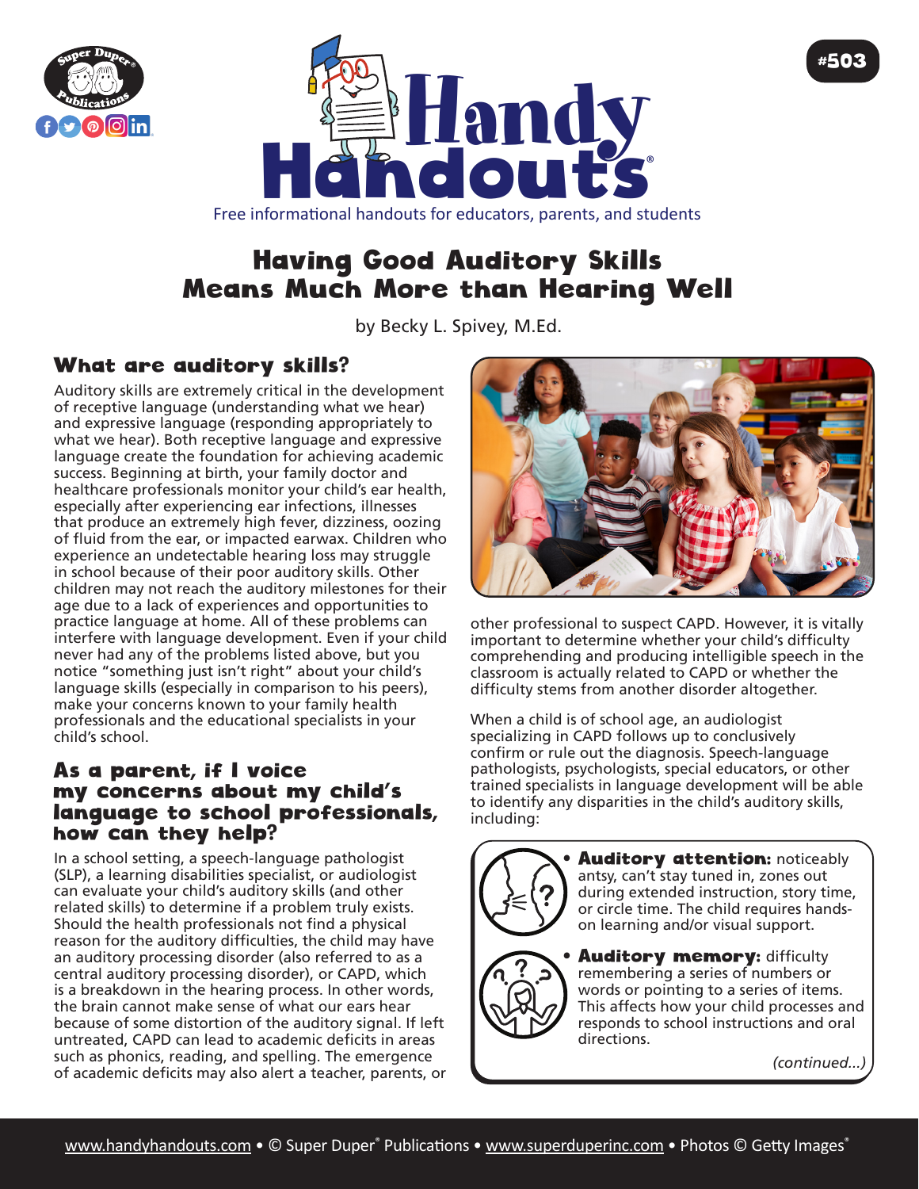# Having Good Auditory Skills Means Much More than Hearing Well

by Becky L. Spivey, M.Ed.

## What are auditory skills?

Auditory skills are extremely critical in the development of receptive language (understanding what we hear) and expressive language (responding appropriately to what we hear). Both receptive language and expressive language create the foundation for achieving academic success. Beginning at birth, your family doctor and healthcare professionals monitor your child's ear health, especially after experiencing ear infections, illnesses that produce an extremely high fever, dizziness, oozing of fluid from the ear, or impacted earwax. Children who experience an undetectable hearing loss may struggle in school because of their poor auditory skills. Other children may not reach the auditory milestones for their age due to a lack of experiences and opportunities to practice language at home. All of these problems can interfere with language development. Even if your child never had any of the problems listed above, but you notice "something just isn't right" about your child's language skills (especially in comparison to his peers), make your concerns known to your family health professionals and the educational specialists in your child's school.

## As a parent, if I voice my concerns about my child's language to school professionals, how can they help?

In a school setting, a speech-language pathologist (SLP), a learning disabilities specialist, or audiologist can evaluate your child's auditory skills (and other related skills) to determine if a problem truly exists. Should the health professionals not find a physical reason for the auditory difficulties, the child may have an auditory processing disorder (also referred to as a central auditory processing disorder), or CAPD, which is a breakdown in the hearing process. In other words, the brain cannot make sense of what our ears hear because of some distortion of the auditory signal. If left untreated, CAPD can lead to academic deficits in areas such as phonics, reading, and spelling. The emergence of academic deficits may also alert a teacher, parents, or other professional to suspect CAPD. However, it is vitally important to determine whether your child's difficulty comprehending and producing intelligible speech in the classroom is actually related to CAPD or whether the difficulty stems from another disorder altogether.

When a child is of school age, an audiologist specializing in CAPD follows up to conclusively confirm or rule out the diagnosis. Speech-language pathologists, psychologists, special educators, or other trained specialists in language development will be able to identify any disparities in the child's auditory skills, including:

- **Auditory attention:** noticeably antsy, can't stay tuned in, zones out during extended instruction, story time, or circle time. The child requires hands-on learning and/or visual support.
- **Auditory memory:** difficulty remembering a series of numbers or words or pointing to a series of items. This affects how your child processes and responds to school instructions and oral directions.

*(continued...)*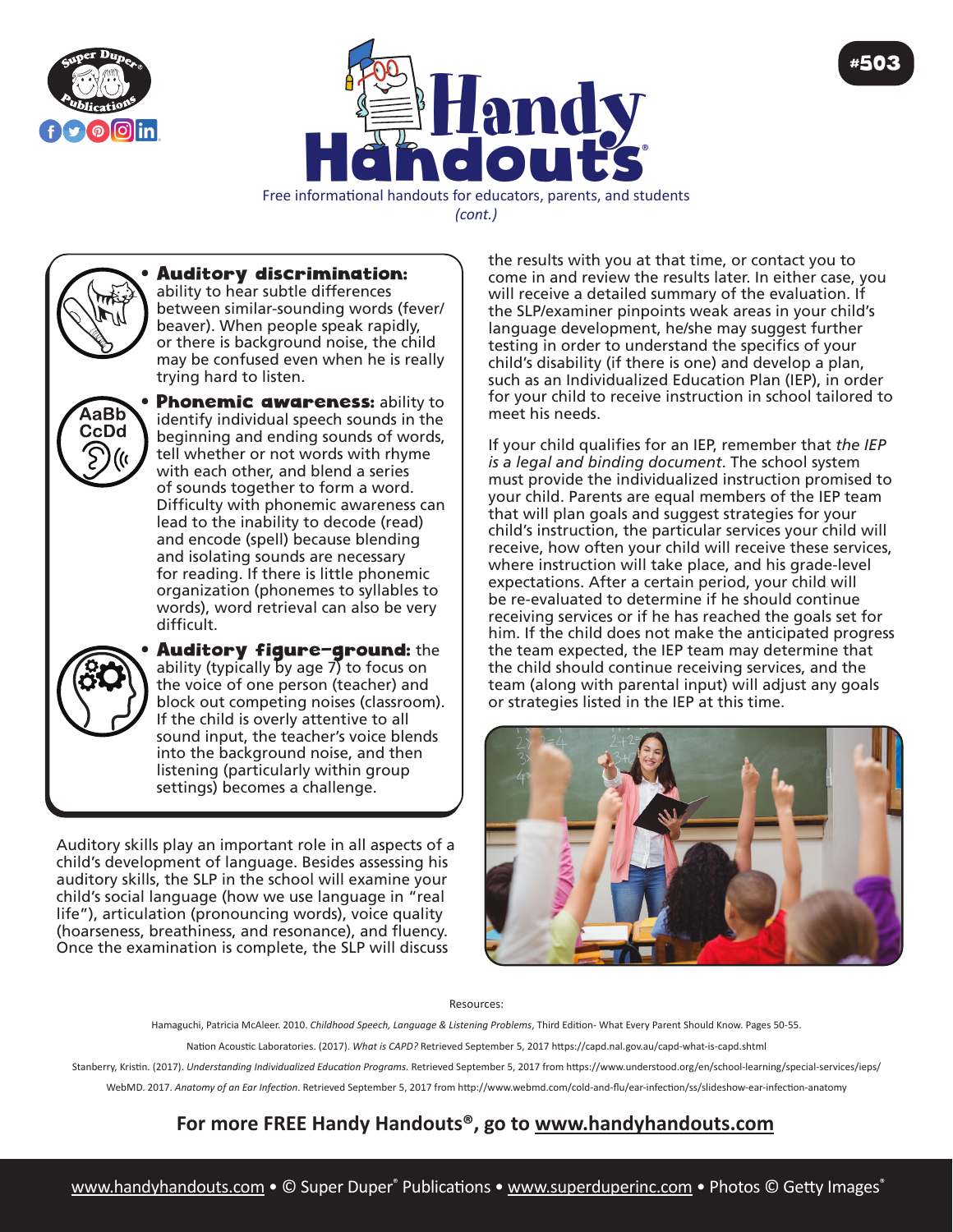(cont.)

- **Auditory discrimination:** ability to hear subtle differences between similar-sounding words (fever/ beaver). When people speak rapidly, or there is background noise, the child may be confused even when he is really trying hard to listen.
- **Phonemic awareness:** ability to identify individual speech sounds in the beginning and ending sounds of words, tell whether or not words with rhyme with each other, and blend a series of sounds together to form a word. Difficulty with phonemic awareness can lead to the inability to decode (read) and encode (spell) because blending and isolating sounds are necessary for reading. If there is little phonemic organization (phonemes to syllables to words), word retrieval can also be very difficult.
- **Auditory figure-ground:** the ability (typically by age 7) to focus on the voice of one person (teacher) and block out competing noises (classroom). If the child is overly attentive to all sound input, the teacher's voice blends into the background noise, and then listening (particularly within group settings) becomes a challenge.

Auditory skills play an important role in all aspects of a child's development of language. Besides assessing his auditory skills, the SLP in the school will examine your child's social language (how we use language in "real life"), articulation (pronouncing words), voice quality (hoarseness, breathiness, and resonance), and fluency. Once the examination is complete, the SLP will discuss the results with you at that time, or contact you to come in and review the results later. In either case, you will receive a detailed summary of the evaluation. If the SLP/examiner pinpoints weak areas in your child's language development, he/she may suggest further testing in order to understand the specifics of your child's disability (if there is one) and develop a plan, such as an Individualized Education Plan (IEP), in order for your child to receive instruction in school tailored to meet his needs.

If your child qualifies for an IEP, remember that *the IEP is a legal and binding document*. The school system must provide the individualized instruction promised to your child. Parents are equal members of the IEP team that will plan goals and suggest strategies for your child's instruction, the particular services your child will receive, how often your child will receive these services, where instruction will take place, and his grade-level expectations. After a certain period, your child will be re-evaluated to determine if he should continue receiving services or if he has reached the goals set for him. If the child does not make the anticipated progress the team expected, the IEP team may determine that the child should continue receiving services, and the team (along with parental input) will adjust any goals or strategies listed in the IEP at this time.

Resources:

Hamaguchi, Patricia McAleer. 2010. *Childhood Speech, Language & Listening Problems*, Third Edition- What Every Parent Should Know. Pages 50-55.

Nation Acoustic Laboratories. (2017). *What is CAPD?* Retrieved September 5, 2017 https://capd.nal.gov.au/capd-what-is-capd.shtml

Stanberry, Kristin. (2017). *Understanding Individualized Education Programs.* Retrieved September 5, 2017 from https://www.understood.org/en/school-learning/special-services/ieps/

WebMD. 2017. *Anatomy of an Ear Infection*. Retrieved September 5, 2017 from http://www.webmd.com/cold-and-flu/ear-infection/ss/slideshow-ear-infection-anatomy

**For more FREE Handy Handouts®, go to www.handyhandouts.com**